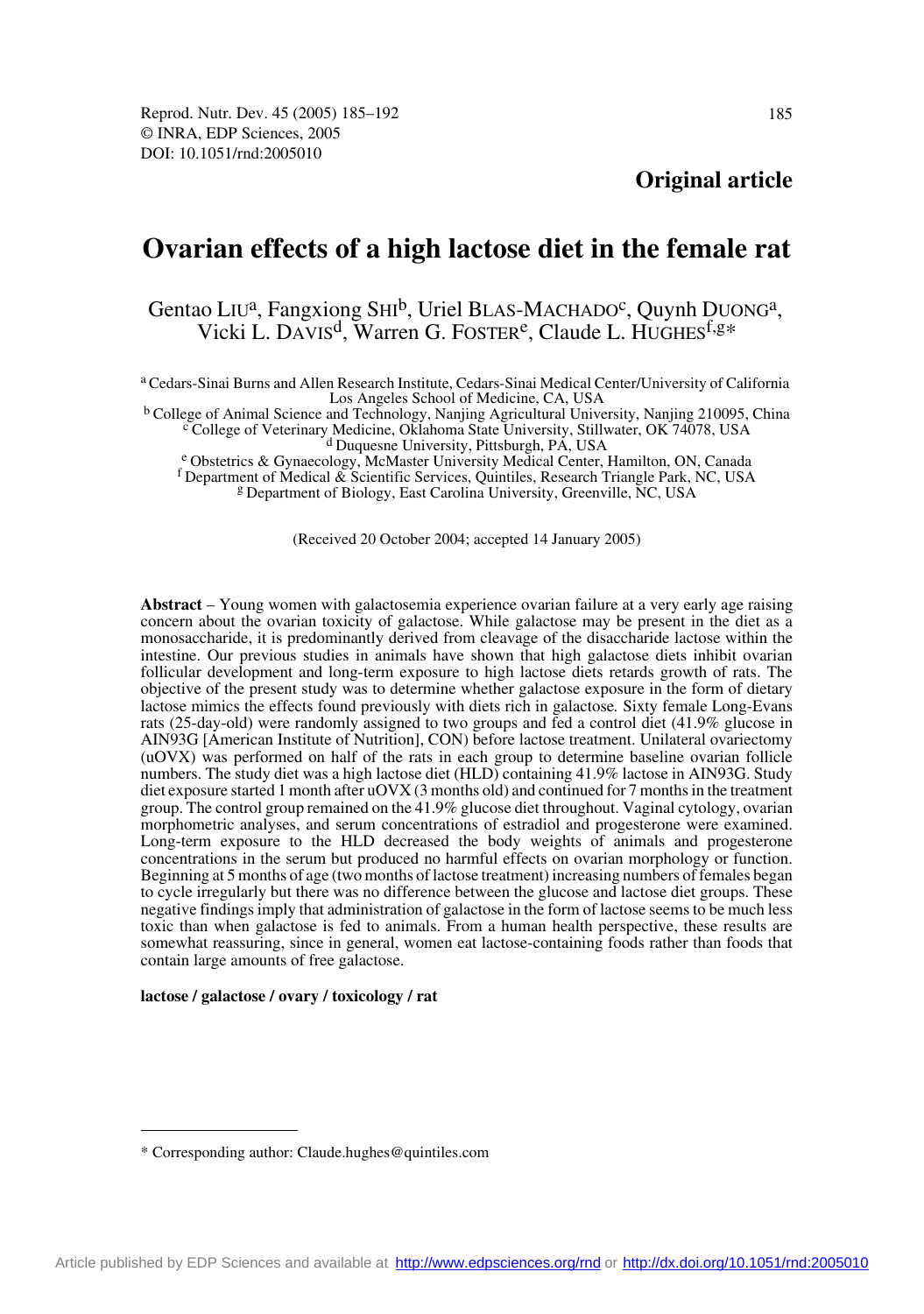**Original article**

# Ovarian effects of a high lactose diet in the female rat

Gentao LIU[a], Fangxiong SHI[b], Uriel BLAS-MACHADO[c], Quynh DUONG[a], Vicki L. DAVIS[d], Warren G. FOSTER[e], Claude L. HUGHES[f,g]*

[a] Cedars-Sinai Burns and Allen Research Institute, Cedars-Sinai Medical Center/University of California Los Angeles School of Medicine, CA, USA

[b] College of Animal Science and Technology, Nanjing Agricultural University, Nanjing 210095, China

[c] College of Veterinary Medicine, Oklahoma State University, Stillwater, OK 74078, USA

[d] Duquesne University, Pittsburgh, PA, USA

[e] Obstetrics & Gynaecology, McMaster University Medical Center, Hamilton, ON, Canada

[f] Department of Medical & Scientific Services, Quintiles, Research Triangle Park, NC, USA

[g] Department of Biology, East Carolina University, Greenville, NC, USA

(Received 20 October 2004; accepted 14 January 2005)

**Abstract** – Young women with galactosemia experience ovarian failure at a very early age raising concern about the ovarian toxicity of galactose. While galactose may be present in the diet as a monosaccharide, it is predominantly derived from cleavage of the disaccharide lactose within the intestine. Our previous studies in animals have shown that high galactose diets inhibit ovarian follicular development and long-term exposure to high lactose diets retards growth of rats. The objective of the present study was to determine whether galactose exposure in the form of dietary lactose mimics the effects found previously with diets rich in galactose. Sixty female Long-Evans rats (25-day-old) were randomly assigned to two groups and fed a control diet (41.9% glucose in AIN93G [American Institute of Nutrition], CON) before lactose treatment. Unilateral ovariectomy (uOVX) was performed on half of the rats in each group to determine baseline ovarian follicle numbers. The study diet was a high lactose diet (HLD) containing 41.9% lactose in AIN93G. Study diet exposure started 1 month after uOVX (3 months old) and continued for 7 months in the treatment group. The control group remained on the 41.9% glucose diet throughout. Vaginal cytology, ovarian morphometric analyses, and serum concentrations of estradiol and progesterone were examined. Long-term exposure to the HLD decreased the body weights of animals and progesterone concentrations in the serum but produced no harmful effects on ovarian morphology or function. Beginning at 5 months of age (two months of lactose treatment) increasing numbers of females began to cycle irregularly but there was no difference between the glucose and lactose diet groups. These negative findings imply that administration of galactose in the form of lactose seems to be much less toxic than when galactose is fed to animals. From a human health perspective, these results are somewhat reassuring, since in general, women eat lactose-containing foods rather than foods that contain large amounts of free galactose.

**lactose / galactose / ovary / toxicology / rat**

---

* Corresponding author: Claude.hughes@quintiles.com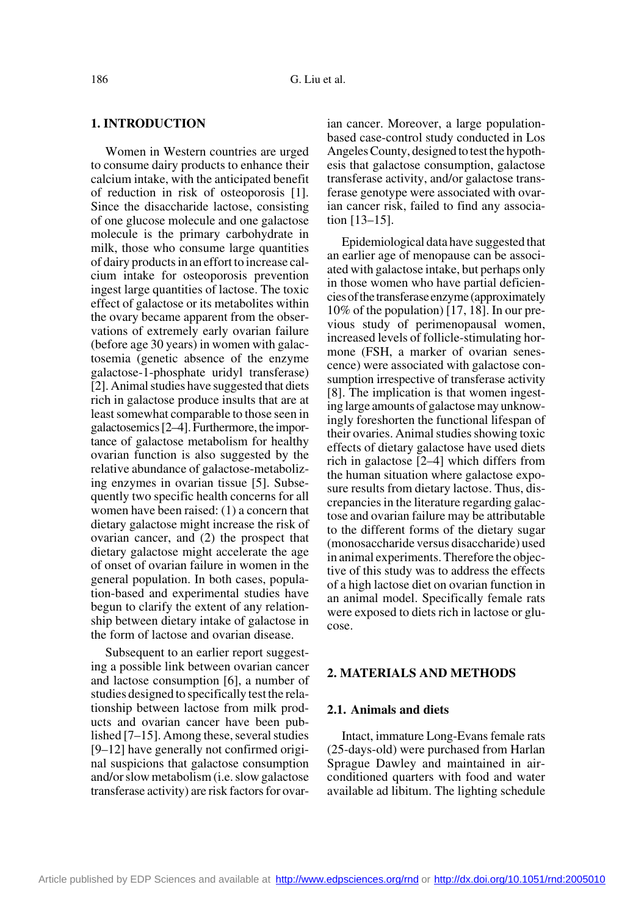## 1. INTRODUCTION

Women in Western countries are urged to consume dairy products to enhance their calcium intake, with the anticipated benefit of reduction in risk of osteoporosis [1]. Since the disaccharide lactose, consisting of one glucose molecule and one galactose molecule is the primary carbohydrate in milk, those who consume large quantities of dairy products in an effort to increase calcium intake for osteoporosis prevention ingest large quantities of lactose. The toxic effect of galactose or its metabolites within the ovary became apparent from the observations of extremely early ovarian failure (before age 30 years) in women with galactosemia (genetic absence of the enzyme galactose-1-phosphate uridyl transferase) [2]. Animal studies have suggested that diets rich in galactose produce insults that are at least somewhat comparable to those seen in galactosemics [2–4]. Furthermore, the importance of galactose metabolism for healthy ovarian function is also suggested by the relative abundance of galactose-metabolizing enzymes in ovarian tissue [5]. Subsequently two specific health concerns for all women have been raised: (1) a concern that dietary galactose might increase the risk of ovarian cancer, and (2) the prospect that dietary galactose might accelerate the age of onset of ovarian failure in women in the general population. In both cases, population-based and experimental studies have begun to clarify the extent of any relationship between dietary intake of galactose in the form of lactose and ovarian disease.

Subsequent to an earlier report suggesting a possible link between ovarian cancer and lactose consumption [6], a number of studies designed to specifically test the relationship between lactose from milk products and ovarian cancer have been published [7–15]. Among these, several studies [9–12] have generally not confirmed original suspicions that galactose consumption and/or slow metabolism (i.e. slow galactose transferase activity) are risk factors for ovarian cancer. Moreover, a large population-based case-control study conducted in Los Angeles County, designed to test the hypothesis that galactose consumption, galactose transferase activity, and/or galactose transferase genotype were associated with ovarian cancer risk, failed to find any association [13–15].

Epidemiological data have suggested that an earlier age of menopause can be associated with galactose intake, but perhaps only in those women who have partial deficiencies of the transferase enzyme (approximately 10% of the population) [17, 18]. In our previous study of perimenopausal women, increased levels of follicle-stimulating hormone (FSH, a marker of ovarian senescence) were associated with galactose consumption irrespective of transferase activity [8]. The implication is that women ingesting large amounts of galactose may unknowingly foreshorten the functional lifespan of their ovaries. Animal studies showing toxic effects of dietary galactose have used diets rich in galactose [2–4] which differs from the human situation where galactose exposure results from dietary lactose. Thus, discrepancies in the literature regarding galactose and ovarian failure may be attributable to the different forms of the dietary sugar (monosaccharide versus disaccharide) used in animal experiments. Therefore the objective of this study was to address the effects of a high lactose diet on ovarian function in an animal model. Specifically female rats were exposed to diets rich in lactose or glucose.

## 2. MATERIALS AND METHODS

### 2.1. Animals and diets

Intact, immature Long-Evans female rats (25-days-old) were purchased from Harlan Sprague Dawley and maintained in air-conditioned quarters with food and water available ad libitum. The lighting schedule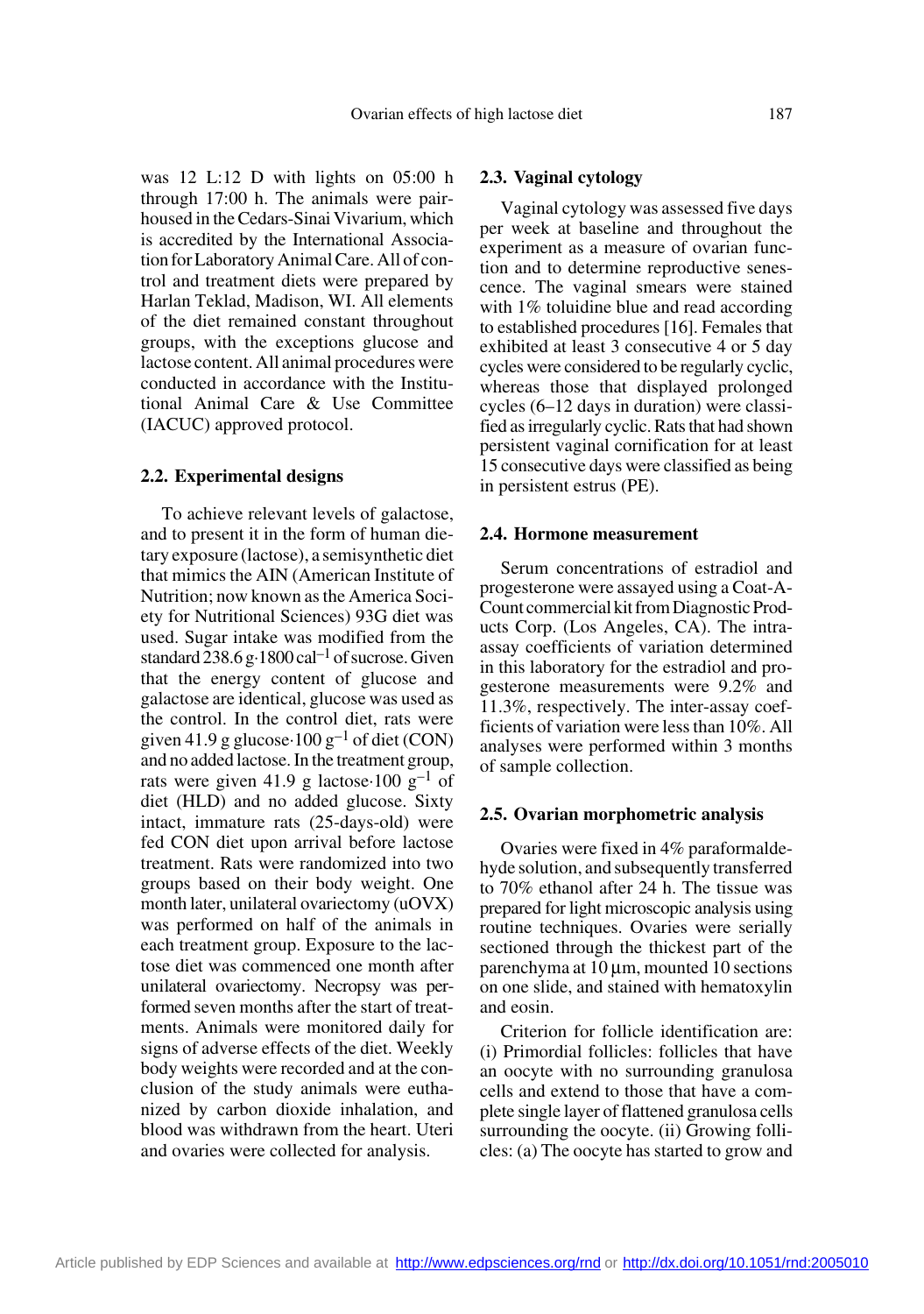was 12 L:12 D with lights on 05:00 h through 17:00 h. The animals were pair-housed in the Cedars-Sinai Vivarium, which is accredited by the International Association for Laboratory Animal Care. All of control and treatment diets were prepared by Harlan Teklad, Madison, WI. All elements of the diet remained constant throughout groups, with the exceptions glucose and lactose content. All animal procedures were conducted in accordance with the Institutional Animal Care & Use Committee (IACUC) approved protocol.

### 2.2. Experimental designs

To achieve relevant levels of galactose, and to present it in the form of human dietary exposure (lactose), a semisynthetic diet that mimics the AIN (American Institute of Nutrition; now known as the America Society for Nutritional Sciences) 93G diet was used. Sugar intake was modified from the standard 238.6 g·1800 $cal^{-1}$ of sucrose. Given that the energy content of glucose and galactose are identical, glucose was used as the control. In the control diet, rats were given 41.9 g glucose·100 $g^{-1}$ of diet (CON) and no added lactose. In the treatment group, rats were given 41.9 g lactose·100 $g^{-1}$ of diet (HLD) and no added glucose. Sixty intact, immature rats (25-days-old) were fed CON diet upon arrival before lactose treatment. Rats were randomized into two groups based on their body weight. One month later, unilateral ovariectomy (uOVX) was performed on half of the animals in each treatment group. Exposure to the lactose diet was commenced one month after unilateral ovariectomy. Necropsy was performed seven months after the start of treatments. Animals were monitored daily for signs of adverse effects of the diet. Weekly body weights were recorded and at the conclusion of the study animals were euthanized by carbon dioxide inhalation, and blood was withdrawn from the heart. Uteri and ovaries were collected for analysis.

### 2.3. Vaginal cytology

Vaginal cytology was assessed five days per week at baseline and throughout the experiment as a measure of ovarian function and to determine reproductive senescence. The vaginal smears were stained with 1% toluidine blue and read according to established procedures [16]. Females that exhibited at least 3 consecutive 4 or 5 day cycles were considered to be regularly cyclic, whereas those that displayed prolonged cycles (6–12 days in duration) were classified as irregularly cyclic. Rats that had shown persistent vaginal cornification for at least 15 consecutive days were classified as being in persistent estrus (PE).

### 2.4. Hormone measurement

Serum concentrations of estradiol and progesterone were assayed using a Coat-A-Count commercial kit from Diagnostic Products Corp. (Los Angeles, CA). The intra-assay coefficients of variation determined in this laboratory for the estradiol and progesterone measurements were 9.2% and 11.3%, respectively. The inter-assay coefficients of variation were less than 10%. All analyses were performed within 3 months of sample collection.

### 2.5. Ovarian morphometric analysis

Ovaries were fixed in 4% paraformaldehyde solution, and subsequently transferred to 70% ethanol after 24 h. The tissue was prepared for light microscopic analysis using routine techniques. Ovaries were serially sectioned through the thickest part of the parenchyma at 10 µm, mounted 10 sections on one slide, and stained with hematoxylin and eosin.

Criterion for follicle identification are: (i) Primordial follicles: follicles that have an oocyte with no surrounding granulosa cells and extend to those that have a complete single layer of flattened granulosa cells surrounding the oocyte. (ii) Growing follicles: (a) The oocyte has started to grow and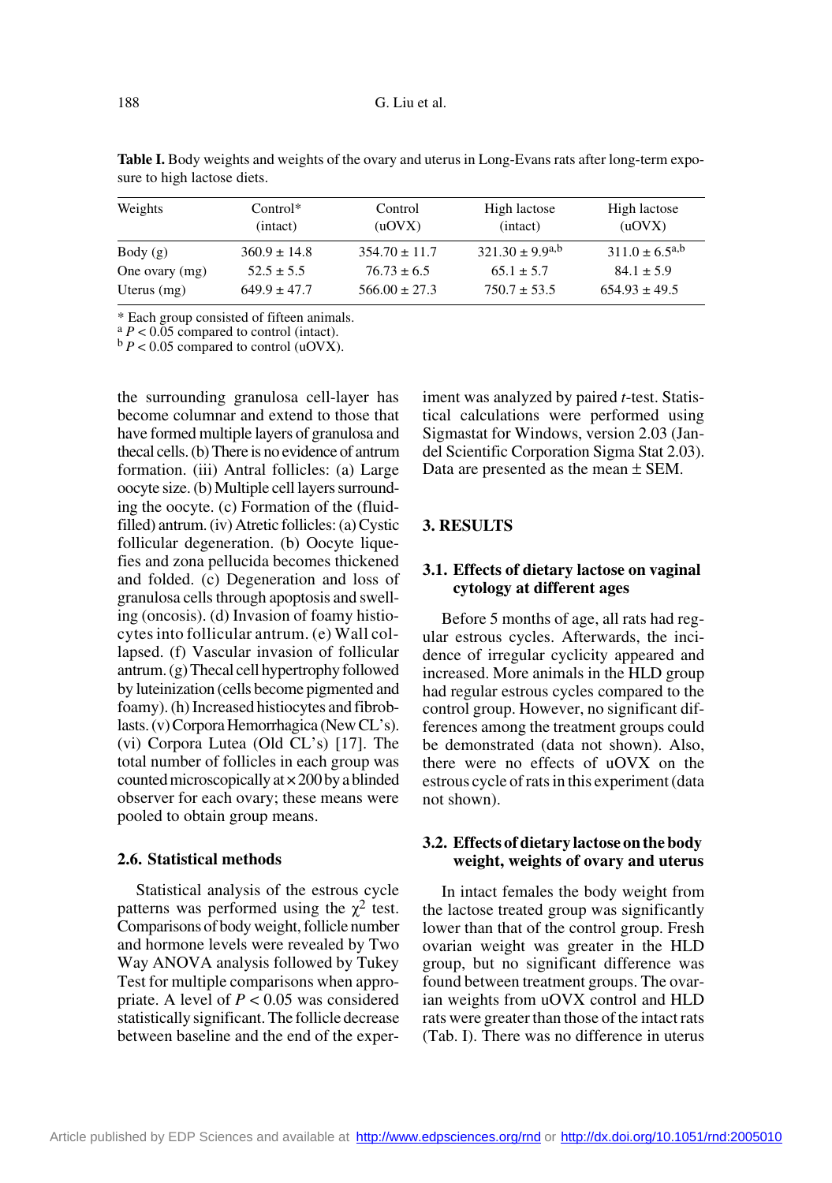**Table I.** Body weights and weights of the ovary and uterus in Long-Evans rats after long-term exposure to high lactose diets.

| Weights | Control* (intact) | Control (uOVX) | High lactose (intact) | High lactose (uOVX) |
|---|---|---|---|---|
| Body (g) | 360.9 ± 14.8 | 354.70 ± 11.7 | 321.30 ± 9.9[a,b] | 311.0 ± 6.5[a,b] |
| One ovary (mg) | 52.5 ± 5.5 | 76.73 ± 6.5 | 65.1 ± 5.7 | 84.1 ± 5.9 |
| Uterus (mg) | 649.9 ± 47.7 | 566.00 ± 27.3 | 750.7 ± 53.5 | 654.93 ± 49.5 |

\* Each group consisted of fifteen animals.
[a] $P < 0.05$ compared to control (intact).
[b] $P < 0.05$ compared to control (uOVX).

the surrounding granulosa cell-layer has become columnar and extend to those that have formed multiple layers of granulosa and thecal cells. (b) There is no evidence of antrum formation. (iii) Antral follicles: (a) Large oocyte size. (b) Multiple cell layers surrounding the oocyte. (c) Formation of the (fluid-filled) antrum. (iv) Atretic follicles: (a) Cystic follicular degeneration. (b) Oocyte liquefies and zona pellucida becomes thickened and folded. (c) Degeneration and loss of granulosa cells through apoptosis and swelling (oncosis). (d) Invasion of foamy histiocytes into follicular antrum. (e) Wall collapsed. (f) Vascular invasion of follicular antrum. (g) Thecal cell hypertrophy followed by luteinization (cells become pigmented and foamy). (h) Increased histiocytes and fibroblasts. (v) Corpora Hemorrhagica (New CL's). (vi) Corpora Lutea (Old CL's) [17]. The total number of follicles in each group was counted microscopically at × 200 by a blinded observer for each ovary; these means were pooled to obtain group means.

### 2.6. Statistical methods

Statistical analysis of the estrous cycle patterns was performed using the $\chi^2$ test. Comparisons of body weight, follicle number and hormone levels were revealed by Two Way ANOVA analysis followed by Tukey Test for multiple comparisons when appropriate. A level of $P < 0.05$ was considered statistically significant. The follicle decrease between baseline and the end of the experiment was analyzed by paired *t*-test. Statistical calculations were performed using Sigmastat for Windows, version 2.03 (Jandel Scientific Corporation Sigma Stat 2.03). Data are presented as the mean ± SEM.

## 3. RESULTS

### 3.1. Effects of dietary lactose on vaginal cytology at different ages

Before 5 months of age, all rats had regular estrous cycles. Afterwards, the incidence of irregular cyclicity appeared and increased. More animals in the HLD group had regular estrous cycles compared to the control group. However, no significant differences among the treatment groups could be demonstrated (data not shown). Also, there were no effects of uOVX on the estrous cycle of rats in this experiment (data not shown).

### 3.2. Effects of dietary lactose on the body weight, weights of ovary and uterus

In intact females the body weight from the lactose treated group was significantly lower than that of the control group. Fresh ovarian weight was greater in the HLD group, but no significant difference was found between treatment groups. The ovarian weights from uOVX control and HLD rats were greater than those of the intact rats (Tab. I). There was no difference in uterus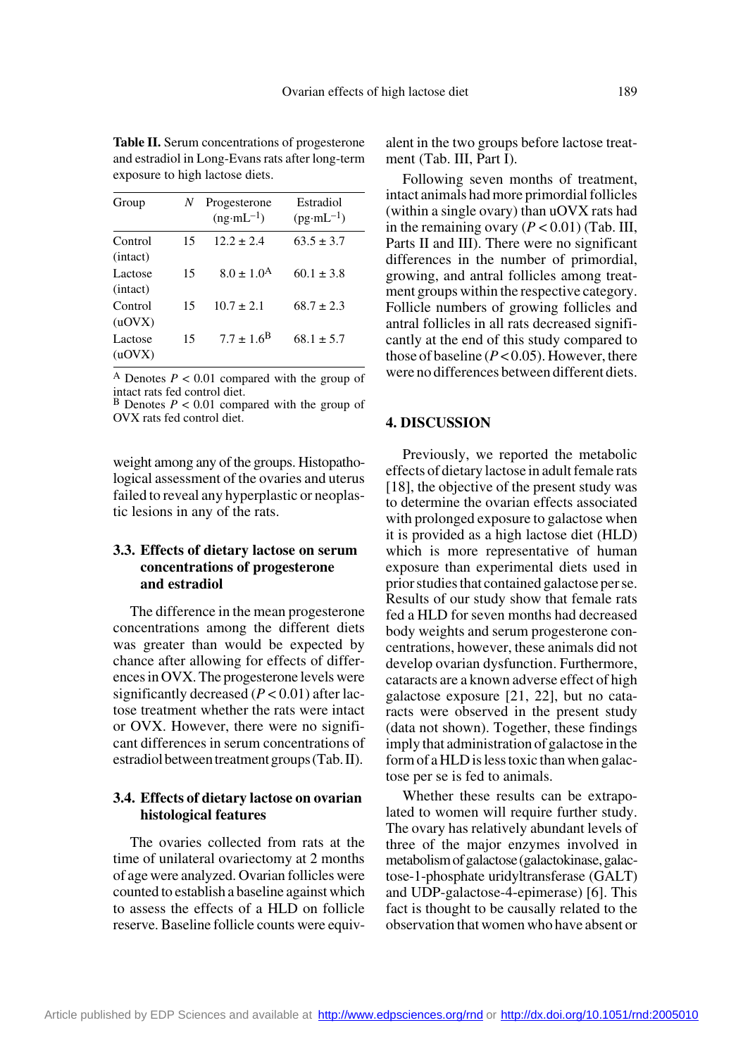**Table II.** Serum concentrations of progesterone and estradiol in Long-Evans rats after long-term exposure to high lactose diets.

| Group | $N$ | Progesterone ($ng \cdot mL^{-1}$) | Estradiol ($pg \cdot mL^{-1}$) |
|---|---|---|---|
| Control (intact) | 15 | 12.2 ± 2.4 | 63.5 ± 3.7 |
| Lactose (intact) | 15 | 8.0 ± 1.0[A] | 60.1 ± 3.8 |
| Control (uOVX) | 15 | 10.7 ± 2.1 | 68.7 ± 2.3 |
| Lactose (uOVX) | 15 | 7.7 ± 1.6[B] | 68.1 ± 5.7 |

[A] Denotes $P < 0.01$ compared with the group of intact rats fed control diet.
[B] Denotes $P < 0.01$ compared with the group of OVX rats fed control diet.

weight among any of the groups. Histopathological assessment of the ovaries and uterus failed to reveal any hyperplastic or neoplastic lesions in any of the rats.

### 3.3. Effects of dietary lactose on serum concentrations of progesterone and estradiol

The difference in the mean progesterone concentrations among the different diets was greater than would be expected by chance after allowing for effects of differences in OVX. The progesterone levels were significantly decreased ($P < 0.01$) after lactose treatment whether the rats were intact or OVX. However, there were no significant differences in serum concentrations of estradiol between treatment groups (Tab. II).

### 3.4. Effects of dietary lactose on ovarian histological features

The ovaries collected from rats at the time of unilateral ovariectomy at 2 months of age were analyzed. Ovarian follicles were counted to establish a baseline against which to assess the effects of a HLD on follicle reserve. Baseline follicle counts were equivalent in the two groups before lactose treatment (Tab. III, Part I).

Following seven months of treatment, intact animals had more primordial follicles (within a single ovary) than uOVX rats had in the remaining ovary ($P < 0.01$) (Tab. III, Parts II and III). There were no significant differences in the number of primordial, growing, and antral follicles among treatment groups within the respective category. Follicle numbers of growing follicles and antral follicles in all rats decreased significantly at the end of this study compared to those of baseline ($P < 0.05$). However, there were no differences between different diets.

## 4. DISCUSSION

Previously, we reported the metabolic effects of dietary lactose in adult female rats [18], the objective of the present study was to determine the ovarian effects associated with prolonged exposure to galactose when it is provided as a high lactose diet (HLD) which is more representative of human exposure than experimental diets used in prior studies that contained galactose per se. Results of our study show that female rats fed a HLD for seven months had decreased body weights and serum progesterone concentrations, however, these animals did not develop ovarian dysfunction. Furthermore, cataracts are a known adverse effect of high galactose exposure [21, 22], but no cataracts were observed in the present study (data not shown). Together, these findings imply that administration of galactose in the form of a HLD is less toxic than when galactose per se is fed to animals.

Whether these results can be extrapolated to women will require further study. The ovary has relatively abundant levels of three of the major enzymes involved in metabolism of galactose (galactokinase, galactose-1-phosphate uridyltransferase (GALT) and UDP-galactose-4-epimerase) [6]. This fact is thought to be causally related to the observation that women who have absent or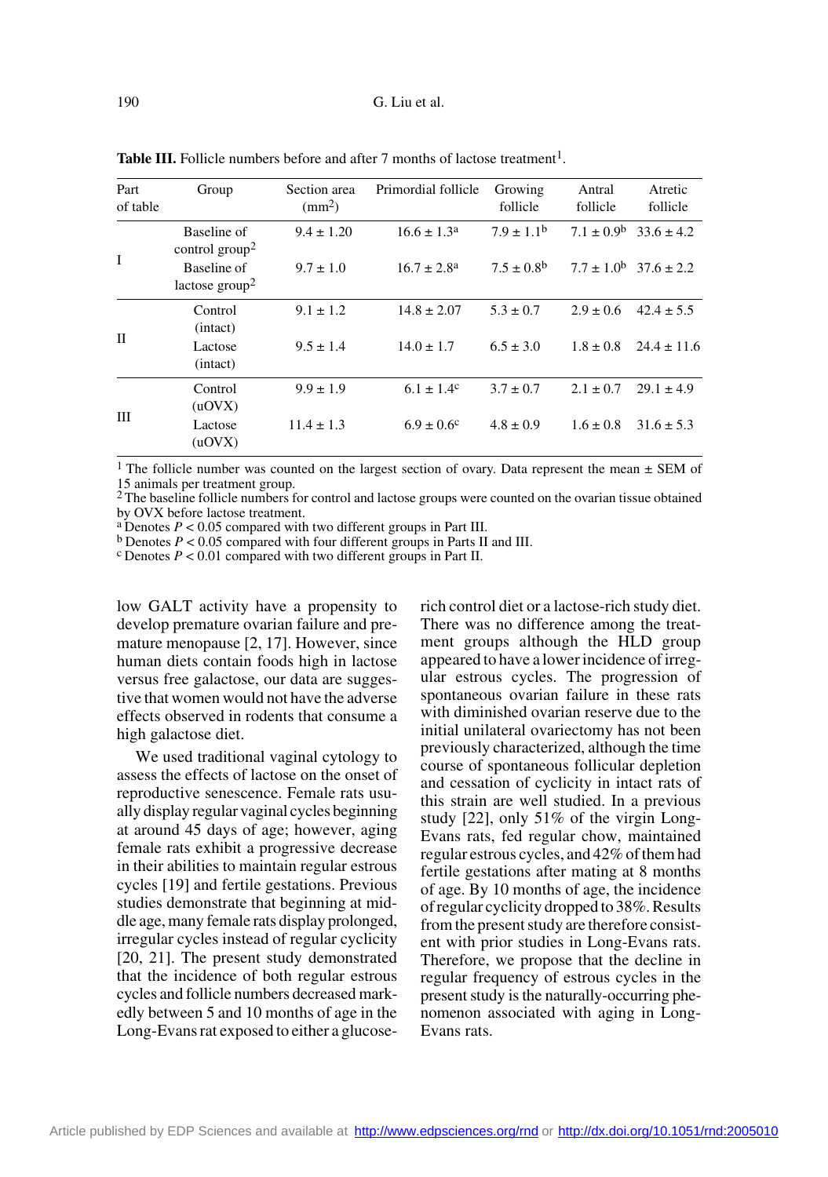**Table III.** Follicle numbers before and after 7 months of lactose treatment[1].

| Part of table | Group | Section area ($mm^2$) | Primordial follicle | Growing follicle | Antral follicle | Atretic follicle |
|---|---|---|---|---|---|---|
| I | Baseline of control group[2] | 9.4 ± 1.20 | 16.6 ± 1.3[a] | 7.9 ± 1.1[b] | 7.1 ± 0.9[b] | 33.6 ± 4.2 |
| | Baseline of lactose group[2] | 9.7 ± 1.0 | 16.7 ± 2.8[a] | 7.5 ± 0.8[b] | 7.7 ± 1.0[b] | 37.6 ± 2.2 |
| II | Control (intact) | 9.1 ± 1.2 | 14.8 ± 2.07 | 5.3 ± 0.7 | 2.9 ± 0.6 | 42.4 ± 5.5 |
| | Lactose (intact) | 9.5 ± 1.4 | 14.0 ± 1.7 | 6.5 ± 3.0 | 1.8 ± 0.8 | 24.4 ± 11.6 |
| III | Control (uOVX) | 9.9 ± 1.9 | 6.1 ± 1.4[c] | 3.7 ± 0.7 | 2.1 ± 0.7 | 29.1 ± 4.9 |
| | Lactose (uOVX) | 11.4 ± 1.3 | 6.9 ± 0.6[c] | 4.8 ± 0.9 | 1.6 ± 0.8 | 31.6 ± 5.3 |

[1] The follicle number was counted on the largest section of ovary. Data represent the mean ± SEM of 15 animals per treatment group.
[2] The baseline follicle numbers for control and lactose groups were counted on the ovarian tissue obtained by OVX before lactose treatment.
[a] Denotes $P < 0.05$ compared with two different groups in Part III.
[b] Denotes $P < 0.05$ compared with four different groups in Parts II and III.
[c] Denotes $P < 0.01$ compared with two different groups in Part II.

low GALT activity have a propensity to develop premature ovarian failure and premature menopause [2, 17]. However, since human diets contain foods high in lactose versus free galactose, our data are suggestive that women would not have the adverse effects observed in rodents that consume a high galactose diet.

We used traditional vaginal cytology to assess the effects of lactose on the onset of reproductive senescence. Female rats usually display regular vaginal cycles beginning at around 45 days of age; however, aging female rats exhibit a progressive decrease in their abilities to maintain regular estrous cycles [19] and fertile gestations. Previous studies demonstrate that beginning at middle age, many female rats display prolonged, irregular cycles instead of regular cyclicity [20, 21]. The present study demonstrated that the incidence of both regular estrous cycles and follicle numbers decreased markedly between 5 and 10 months of age in the Long-Evans rat exposed to either a glucose-rich control diet or a lactose-rich study diet. There was no difference among the treatment groups although the HLD group appeared to have a lower incidence of irregular estrous cycles. The progression of spontaneous ovarian failure in these rats with diminished ovarian reserve due to the initial unilateral ovariectomy has not been previously characterized, although the time course of spontaneous follicular depletion and cessation of cyclicity in intact rats of this strain are well studied. In a previous study [22], only 51% of the virgin Long-Evans rats, fed regular chow, maintained regular estrous cycles, and 42% of them had fertile gestations after mating at 8 months of age. By 10 months of age, the incidence of regular cyclicity dropped to 38%. Results from the present study are therefore consistent with prior studies in Long-Evans rats. Therefore, we propose that the decline in regular frequency of estrous cycles in the present study is the naturally-occurring phenomenon associated with aging in Long-Evans rats.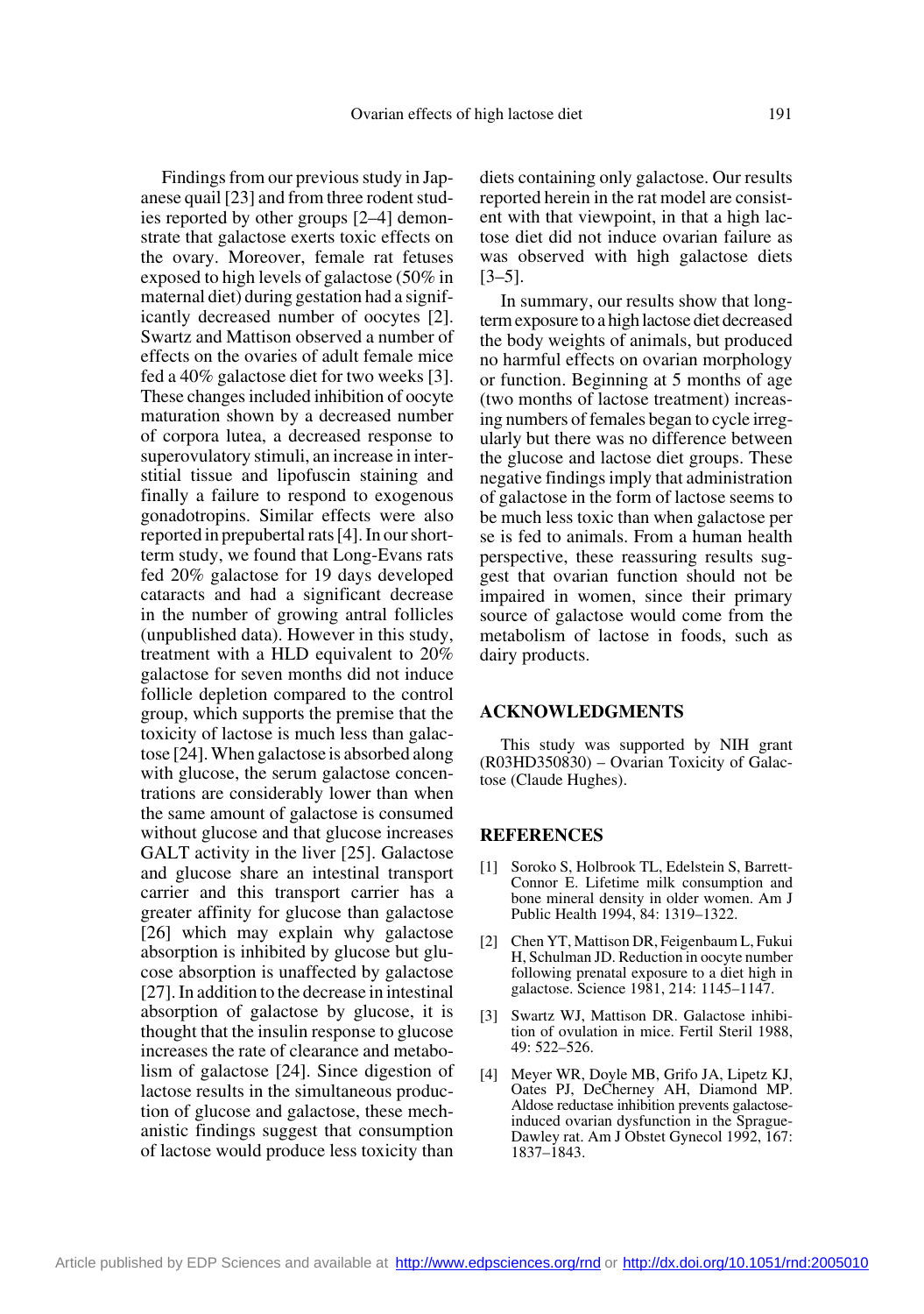Findings from our previous study in Japanese quail [23] and from three rodent studies reported by other groups [2–4] demonstrate that galactose exerts toxic effects on the ovary. Moreover, female rat fetuses exposed to high levels of galactose (50% in maternal diet) during gestation had a significantly decreased number of oocytes [2]. Swartz and Mattison observed a number of effects on the ovaries of adult female mice fed a 40% galactose diet for two weeks [3]. These changes included inhibition of oocyte maturation shown by a decreased number of corpora lutea, a decreased response to superovulatory stimuli, an increase in interstitial tissue and lipofuscin staining and finally a failure to respond to exogenous gonadotropins. Similar effects were also reported in prepubertal rats [4]. In our short-term study, we found that Long-Evans rats fed 20% galactose for 19 days developed cataracts and had a significant decrease in the number of growing antral follicles (unpublished data). However in this study, treatment with a HLD equivalent to 20% galactose for seven months did not induce follicle depletion compared to the control group, which supports the premise that the toxicity of lactose is much less than galactose [24]. When galactose is absorbed along with glucose, the serum galactose concentrations are considerably lower than when the same amount of galactose is consumed without glucose and that glucose increases GALT activity in the liver [25]. Galactose and glucose share an intestinal transport carrier and this transport carrier has a greater affinity for glucose than galactose [26] which may explain why galactose absorption is inhibited by glucose but glucose absorption is unaffected by galactose [27]. In addition to the decrease in intestinal absorption of galactose by glucose, it is thought that the insulin response to glucose increases the rate of clearance and metabolism of galactose [24]. Since digestion of lactose results in the simultaneous production of glucose and galactose, these mechanistic findings suggest that consumption of lactose would produce less toxicity than diets containing only galactose. Our results reported herein in the rat model are consistent with that viewpoint, in that a high lactose diet did not induce ovarian failure as was observed with high galactose diets [3–5].

In summary, our results show that long-term exposure to a high lactose diet decreased the body weights of animals, but produced no harmful effects on ovarian morphology or function. Beginning at 5 months of age (two months of lactose treatment) increasing numbers of females began to cycle irregularly but there was no difference between the glucose and lactose diet groups. These negative findings imply that administration of galactose in the form of lactose seems to be much less toxic than when galactose per se is fed to animals. From a human health perspective, these reassuring results suggest that ovarian function should not be impaired in women, since their primary source of galactose would come from the metabolism of lactose in foods, such as dairy products.

## ACKNOWLEDGMENTS

This study was supported by NIH grant (R03HD350830) – Ovarian Toxicity of Galactose (Claude Hughes).

## REFERENCES

[1] Soroko S, Holbrook TL, Edelstein S, Barrett-Connor E. Lifetime milk consumption and bone mineral density in older women. Am J Public Health 1994, 84: 1319–1322.

[2] Chen YT, Mattison DR, Feigenbaum L, Fukui H, Schulman JD. Reduction in oocyte number following prenatal exposure to a diet high in galactose. Science 1981, 214: 1145–1147.

[3] Swartz WJ, Mattison DR. Galactose inhibition of ovulation in mice. Fertil Steril 1988, 49: 522–526.

[4] Meyer WR, Doyle MB, Grifo JA, Lipetz KJ, Oates PJ, DeCherney AH, Diamond MP. Aldose reductase inhibition prevents galactose-induced ovarian dysfunction in the Sprague-Dawley rat. Am J Obstet Gynecol 1992, 167: 1837–1843.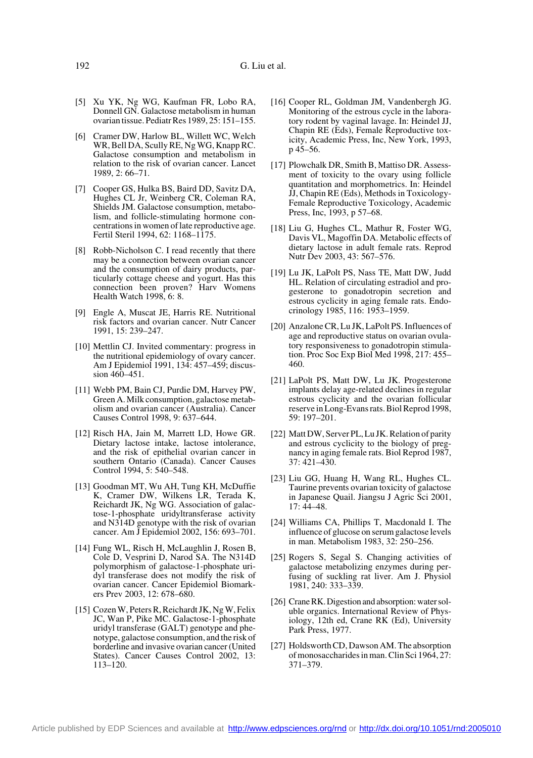[5] Xu YK, Ng WG, Kaufman FR, Lobo RA, Donnell GN. Galactose metabolism in human ovarian tissue. Pediatr Res 1989, 25: 151–155.

[6] Cramer DW, Harlow BL, Willett WC, Welch WR, Bell DA, Scully RE, Ng WG, Knapp RC. Galactose consumption and metabolism in relation to the risk of ovarian cancer. Lancet 1989, 2: 66–71.

[7] Cooper GS, Hulka BS, Baird DD, Savitz DA, Hughes CL Jr, Weinberg CR, Coleman RA, Shields JM. Galactose consumption, metabolism, and follicle-stimulating hormone concentrations in women of late reproductive age. Fertil Steril 1994, 62: 1168–1175.

[8] Robb-Nicholson C. I read recently that there may be a connection between ovarian cancer and the consumption of dairy products, particularly cottage cheese and yogurt. Has this connection been proven? Harv Womens Health Watch 1998, 6: 8.

[9] Engle A, Muscat JE, Harris RE. Nutritional risk factors and ovarian cancer. Nutr Cancer 1991, 15: 239–247.

[10] Mettlin CJ. Invited commentary: progress in the nutritional epidemiology of ovary cancer. Am J Epidemiol 1991, 134: 457–459; discussion 460–451.

[11] Webb PM, Bain CJ, Purdie DM, Harvey PW, Green A. Milk consumption, galactose metabolism and ovarian cancer (Australia). Cancer Causes Control 1998, 9: 637–644.

[12] Risch HA, Jain M, Marrett LD, Howe GR. Dietary lactose intake, lactose intolerance, and the risk of epithelial ovarian cancer in southern Ontario (Canada). Cancer Causes Control 1994, 5: 540–548.

[13] Goodman MT, Wu AH, Tung KH, McDuffie K, Cramer DW, Wilkens LR, Terada K, Reichardt JK, Ng WG. Association of galactose-1-phosphate uridyltransferase activity and N314D genotype with the risk of ovarian cancer. Am J Epidemiol 2002, 156: 693–701.

[14] Fung WL, Risch H, McLaughlin J, Rosen B, Cole D, Vesprini D, Narod SA. The N314D polymorphism of galactose-1-phosphate uridyl transferase does not modify the risk of ovarian cancer. Cancer Epidemiol Biomarkers Prev 2003, 12: 678–680.

[15] Cozen W, Peters R, Reichardt JK, Ng W, Felix JC, Wan P, Pike MC. Galactose-1-phosphate uridyl transferase (GALT) genotype and phenotype, galactose consumption, and the risk of borderline and invasive ovarian cancer (United States). Cancer Causes Control 2002, 13: 113–120.

[16] Cooper RL, Goldman JM, Vandenbergh JG. Monitoring of the estrous cycle in the laboratory rodent by vaginal lavage. In: Heindel JJ, Chapin RE (Eds), Female Reproductive toxicity, Academic Press, Inc, New York, 1993, p 45–56.

[17] Plowchalk DR, Smith B, Mattiso DR. Assessment of toxicity to the ovary using follicle quantitation and morphometrics. In: Heindel JJ, Chapin RE (Eds), Methods in Toxicology-Female Reproductive Toxicology, Academic Press, Inc, 1993, p 57–68.

[18] Liu G, Hughes CL, Mathur R, Foster WG, Davis VL, Magoffin DA. Metabolic effects of dietary lactose in adult female rats. Reprod Nutr Dev 2003, 43: 567–576.

[19] Lu JK, LaPolt PS, Nass TE, Matt DW, Judd HL. Relation of circulating estradiol and progesterone to gonadotropin secretion and estrous cyclicity in aging female rats. Endocrinology 1985, 116: 1953–1959.

[20] Anzalone CR, Lu JK, LaPolt PS. Influences of age and reproductive status on ovarian ovulatory responsiveness to gonadotropin stimulation. Proc Soc Exp Biol Med 1998, 217: 455–460.

[21] LaPolt PS, Matt DW, Lu JK. Progesterone implants delay age-related declines in regular estrous cyclicity and the ovarian follicular reserve in Long-Evans rats. Biol Reprod 1998, 59: 197–201.

[22] Matt DW, Server PL, Lu JK. Relation of parity and estrous cyclicity to the biology of pregnancy in aging female rats. Biol Reprod 1987, 37: 421–430.

[23] Liu GG, Huang H, Wang RL, Hughes CL. Taurine prevents ovarian toxicity of galactose in Japanese Quail. Jiangsu J Agric Sci 2001, 17: 44–48.

[24] Williams CA, Phillips T, Macdonald I. The influence of glucose on serum galactose levels in man. Metabolism 1983, 32: 250–256.

[25] Rogers S, Segal S. Changing activities of galactose metabolizing enzymes during perfusing of suckling rat liver. Am J. Physiol 1981, 240: 333–339.

[26] Crane RK. Digestion and absorption: water soluble organics. International Review of Physiology, 12th ed, Crane RK (Ed), University Park Press, 1977.

[27] Holdsworth CD, Dawson AM. The absorption of monosaccharides in man. Clin Sci 1964, 27: 371–379.

Article published by EDP Sciences and available at http://www.edpsciences.org/rnd or http://dx.doi.org/10.1051/rnd:2005010